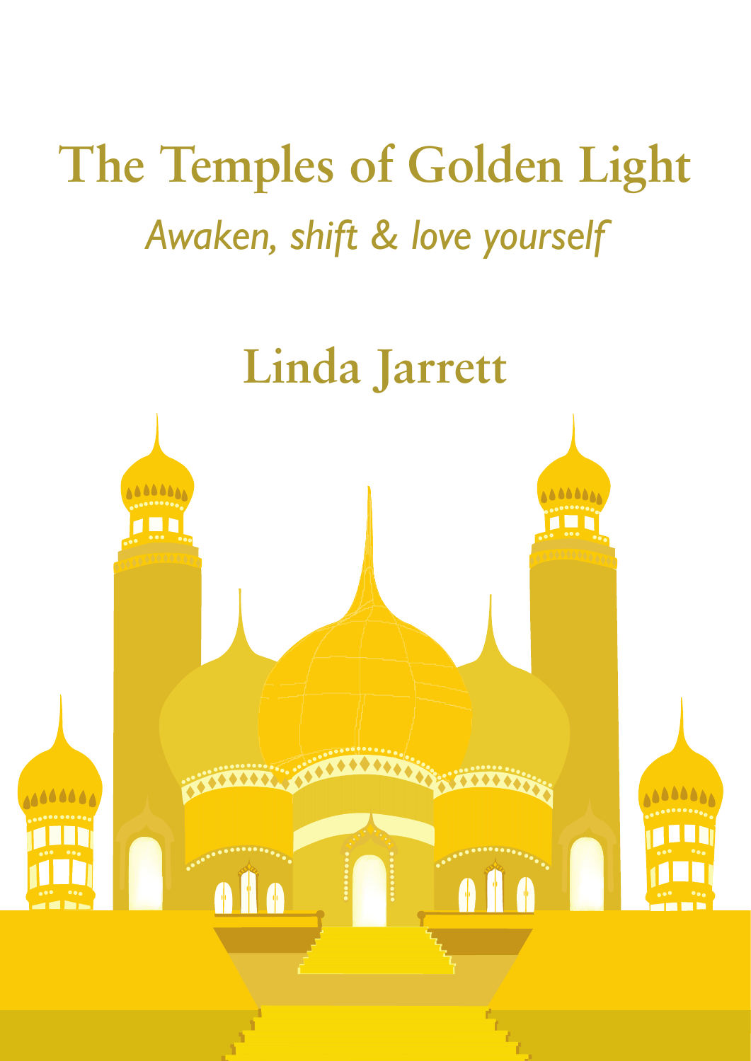# The Temples of Golden Light

*Awaken, shift & love yourself*

## Linda Jarrett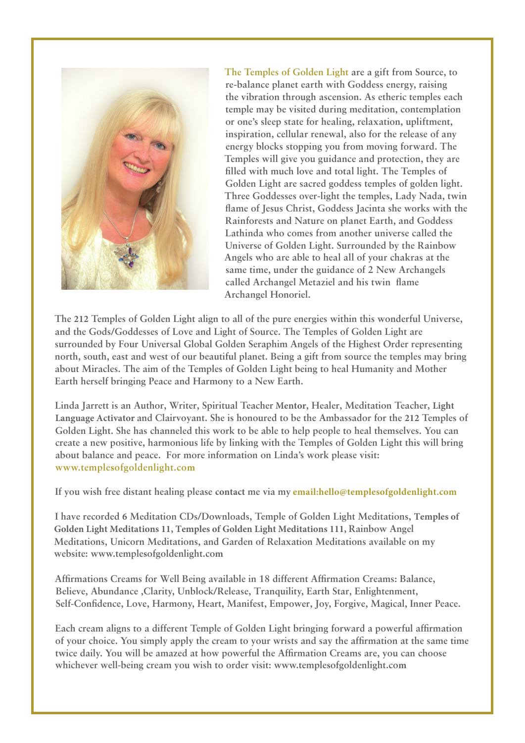The Temples of Golden Light are a gift from Source, to re-balance planet earth with Goddess energy, raising the vibration through ascension. As etheric temples each temple may be visited during meditation, contemplation or one's sleep state for healing, relaxation, upliftment, inspiration, cellular renewal, also for the release of any energy blocks stopping you from moving forward. The Temples will give you guidance and protection, they are filled with much love and total light. The Temples of Golden Light are sacred goddess temples of golden light. Three Goddesses over-light the temples, Lady Nada, twin flame of Jesus Christ, Goddess Jacinta she works with the Rainforests and Nature on planet Earth, and Goddess Lathinda who comes from another universe called the Universe of Golden Light. Surrounded by the Rainbow Angels who are able to heal all of your chakras at the same time, under the guidance of 2 New Archangels called Archangel Metaziel and his twin flame Archangel Honoriel.

The 212 Temples of Golden Light align to all of the pure energies within this wonderful Universe, and the Gods/Goddesses of Love and Light of Source. The Temples of Golden Light are surrounded by Four Universal Global Golden Seraphim Angels of the Highest Order representing north, south, east and west of our beautiful planet. Being a gift from source the temples may bring about Miracles. The aim of the Temples of Golden Light being to heal Humanity and Mother Earth herself bringing Peace and Harmony to a New Earth.

Linda Jarrett is an Author, Writer, Spiritual Teacher Mentor, Healer, Meditation Teacher, Light Language Activator and Clairvoyant. She is honoured to be the Ambassador for the 212 Temples of Golden Light. She has channeled this work to be able to help people to heal themselves. You can create a new positive, harmonious life by linking with the Temples of Golden Light this will bring about balance and peace. For more information on Linda's work please visit: www.templesofgoldenlight.com

If you wish free distant healing please contact me via my email:hello@templesofgoldenlight.com

I have recorded 6 Meditation CDs/Downloads, Temple of Golden Light Meditations, Temples of Golden Light Meditations 11, Temples of Golden Light Meditations 111, Rainbow Angel Meditations, Unicorn Meditations, and Garden of Relaxation Meditations available on my website: www.templesofgoldenlight.com

Affirmations Creams for Well Being available in 18 different Affirmation Creams: Balance, Believe, Abundance ,Clarity, Unblock/Release, Tranquility, Earth Star, Enlightenment, Self-Confidence, Love, Harmony, Heart, Manifest, Empower, Joy, Forgive, Magical, Inner Peace.

Each cream aligns to a different Temple of Golden Light bringing forward a powerful affirmation of your choice. You simply apply the cream to your wrists and say the affirmation at the same time twice daily. You will be amazed at how powerful the Affirmation Creams are, you can choose whichever well-being cream you wish to order visit: www.templesofgoldenlight.com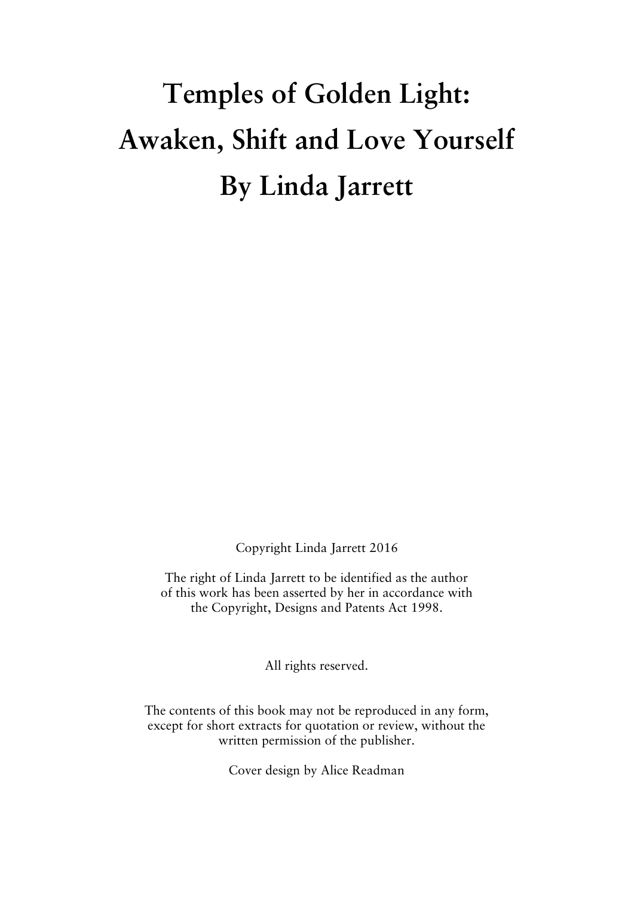# Temples of Golden Light: Awaken, Shift and Love Yourself By Linda Jarrett

Copyright Linda Jarrett 2016

The right of Linda Jarrett to be identified as the author of this work has been asserted by her in accordance with the Copyright, Designs and Patents Act 1998.

All rights reserved.

The contents of this book may not be reproduced in any form, except for short extracts for quotation or review, without the written permission of the publisher.

Cover design by Alice Readman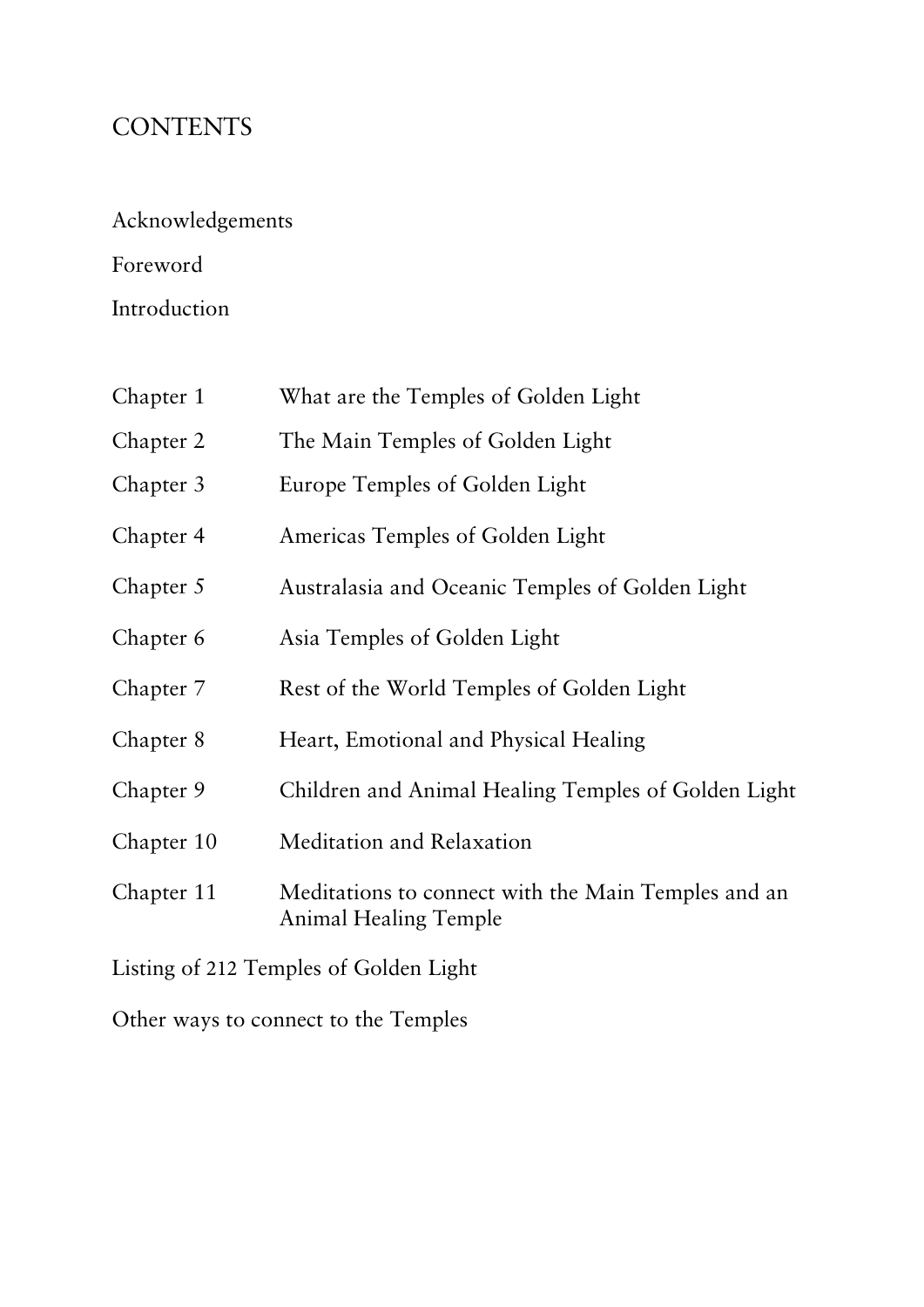# CONTENTS

Acknowledgements

Foreword

Introduction

| | |
|---|---|
| Chapter 1 | What are the Temples of Golden Light |
| Chapter 2 | The Main Temples of Golden Light |
| Chapter 3 | Europe Temples of Golden Light |
| Chapter 4 | Americas Temples of Golden Light |
| Chapter 5 | Australasia and Oceanic Temples of Golden Light |
| Chapter 6 | Asia Temples of Golden Light |
| Chapter 7 | Rest of the World Temples of Golden Light |
| Chapter 8 | Heart, Emotional and Physical Healing |
| Chapter 9 | Children and Animal Healing Temples of Golden Light |
| Chapter 10 | Meditation and Relaxation |
| Chapter 11 | Meditations to connect with the Main Temples and an Animal Healing Temple |

Listing of 212 Temples of Golden Light

Other ways to connect to the Temples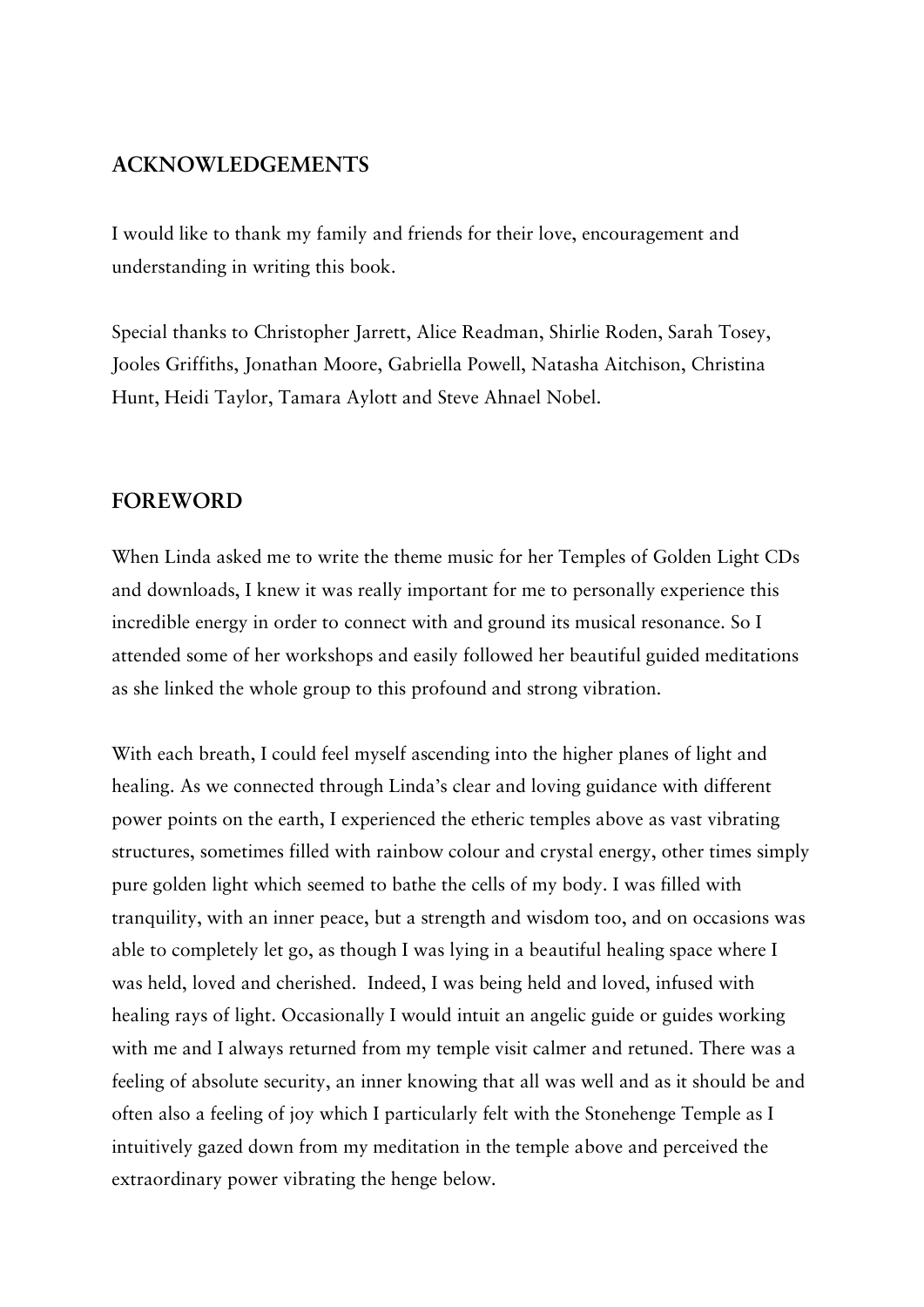## ACKNOWLEDGEMENTS

I would like to thank my family and friends for their love, encouragement and understanding in writing this book.

Special thanks to Christopher Jarrett, Alice Readman, Shirlie Roden, Sarah Tosey, Jooles Griffiths, Jonathan Moore, Gabriella Powell, Natasha Aitchison, Christina Hunt, Heidi Taylor, Tamara Aylott and Steve Ahnael Nobel.

## FOREWORD

When Linda asked me to write the theme music for her Temples of Golden Light CDs and downloads, I knew it was really important for me to personally experience this incredible energy in order to connect with and ground its musical resonance. So I attended some of her workshops and easily followed her beautiful guided meditations as she linked the whole group to this profound and strong vibration.

With each breath, I could feel myself ascending into the higher planes of light and healing. As we connected through Linda's clear and loving guidance with different power points on the earth, I experienced the etheric temples above as vast vibrating structures, sometimes filled with rainbow colour and crystal energy, other times simply pure golden light which seemed to bathe the cells of my body. I was filled with tranquility, with an inner peace, but a strength and wisdom too, and on occasions was able to completely let go, as though I was lying in a beautiful healing space where I was held, loved and cherished. Indeed, I was being held and loved, infused with healing rays of light. Occasionally I would intuit an angelic guide or guides working with me and I always returned from my temple visit calmer and retuned. There was a feeling of absolute security, an inner knowing that all was well and as it should be and often also a feeling of joy which I particularly felt with the Stonehenge Temple as I intuitively gazed down from my meditation in the temple above and perceived the extraordinary power vibrating the henge below.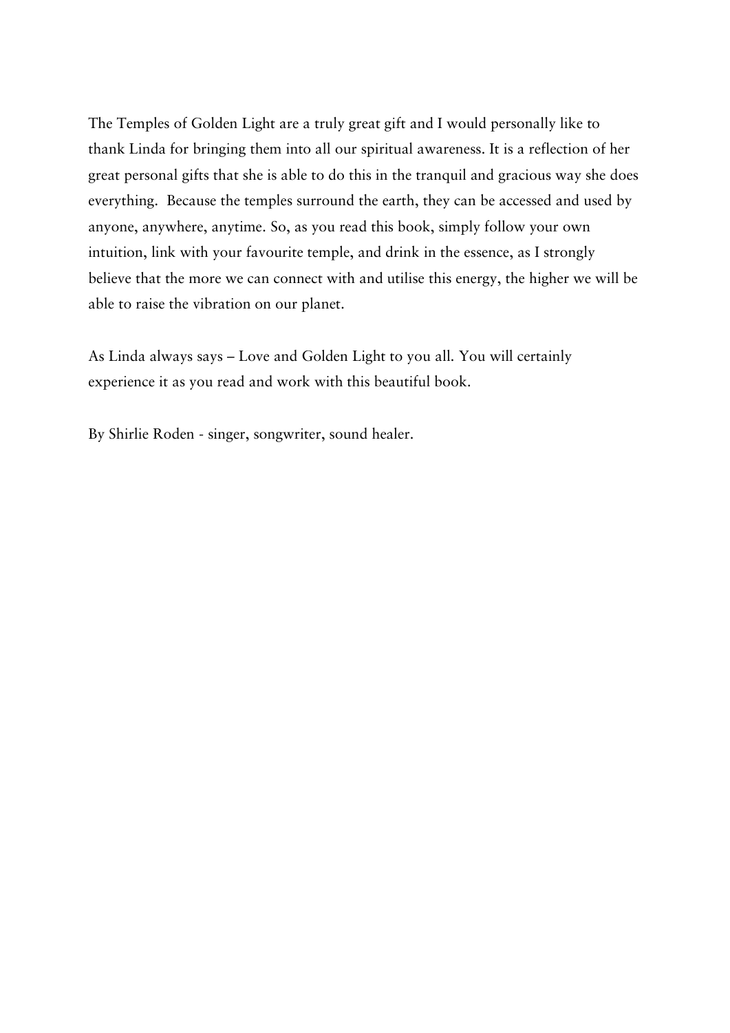The Temples of Golden Light are a truly great gift and I would personally like to thank Linda for bringing them into all our spiritual awareness. It is a reflection of her great personal gifts that she is able to do this in the tranquil and gracious way she does everything. Because the temples surround the earth, they can be accessed and used by anyone, anywhere, anytime. So, as you read this book, simply follow your own intuition, link with your favourite temple, and drink in the essence, as I strongly believe that the more we can connect with and utilise this energy, the higher we will be able to raise the vibration on our planet.

As Linda always says – Love and Golden Light to you all. You will certainly experience it as you read and work with this beautiful book.

By Shirlie Roden - singer, songwriter, sound healer.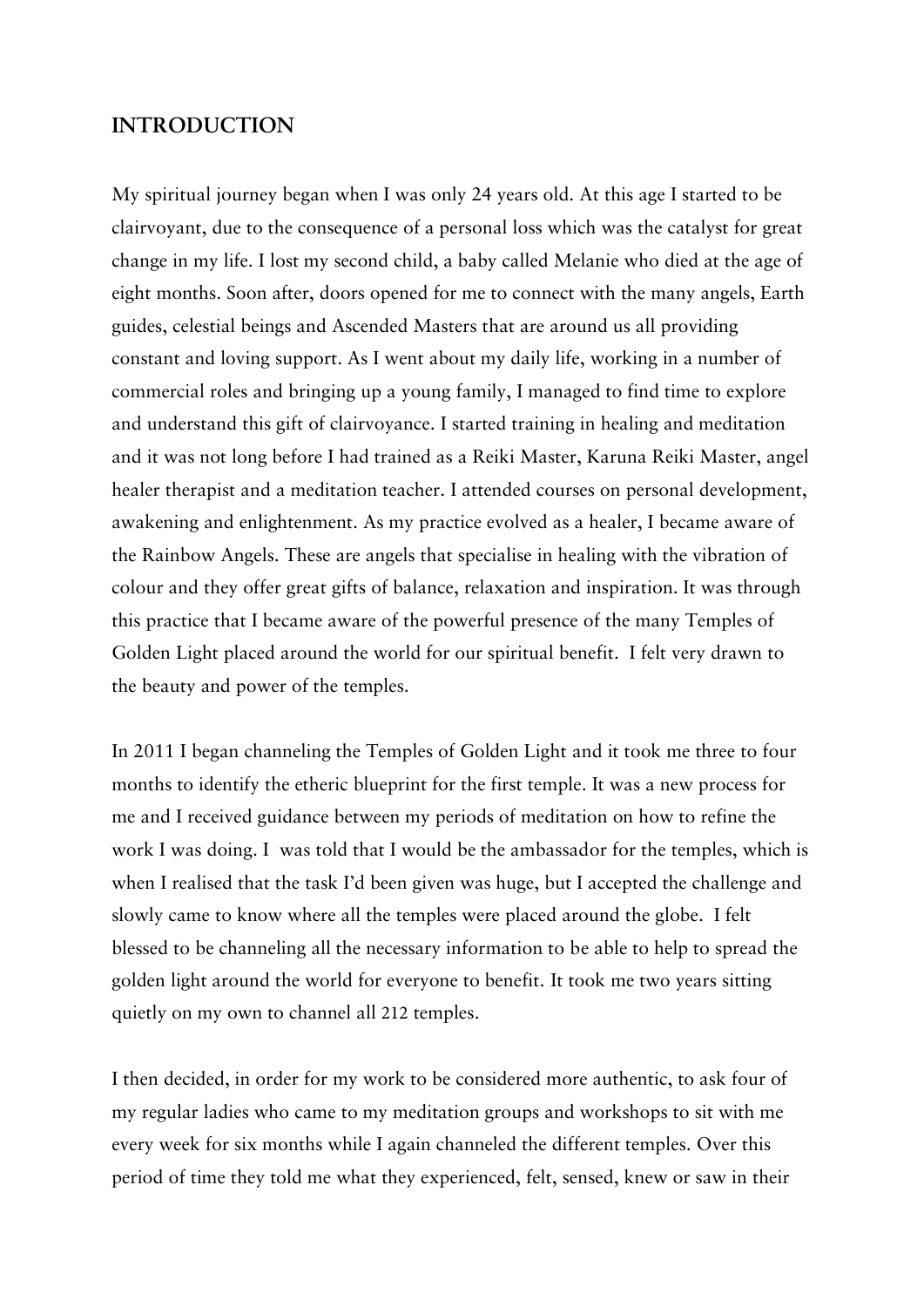## INTRODUCTION

My spiritual journey began when I was only 24 years old. At this age I started to be clairvoyant, due to the consequence of a personal loss which was the catalyst for great change in my life. I lost my second child, a baby called Melanie who died at the age of eight months. Soon after, doors opened for me to connect with the many angels, Earth guides, celestial beings and Ascended Masters that are around us all providing constant and loving support. As I went about my daily life, working in a number of commercial roles and bringing up a young family, I managed to find time to explore and understand this gift of clairvoyance. I started training in healing and meditation and it was not long before I had trained as a Reiki Master, Karuna Reiki Master, angel healer therapist and a meditation teacher. I attended courses on personal development, awakening and enlightenment. As my practice evolved as a healer, I became aware of the Rainbow Angels. These are angels that specialise in healing with the vibration of colour and they offer great gifts of balance, relaxation and inspiration. It was through this practice that I became aware of the powerful presence of the many Temples of Golden Light placed around the world for our spiritual benefit. I felt very drawn to the beauty and power of the temples.

In 2011 I began channeling the Temples of Golden Light and it took me three to four months to identify the etheric blueprint for the first temple. It was a new process for me and I received guidance between my periods of meditation on how to refine the work I was doing. I was told that I would be the ambassador for the temples, which is when I realised that the task I'd been given was huge, but I accepted the challenge and slowly came to know where all the temples were placed around the globe. I felt blessed to be channeling all the necessary information to be able to help to spread the golden light around the world for everyone to benefit. It took me two years sitting quietly on my own to channel all 212 temples.

I then decided, in order for my work to be considered more authentic, to ask four of my regular ladies who came to my meditation groups and workshops to sit with me every week for six months while I again channeled the different temples. Over this period of time they told me what they experienced, felt, sensed, knew or saw in their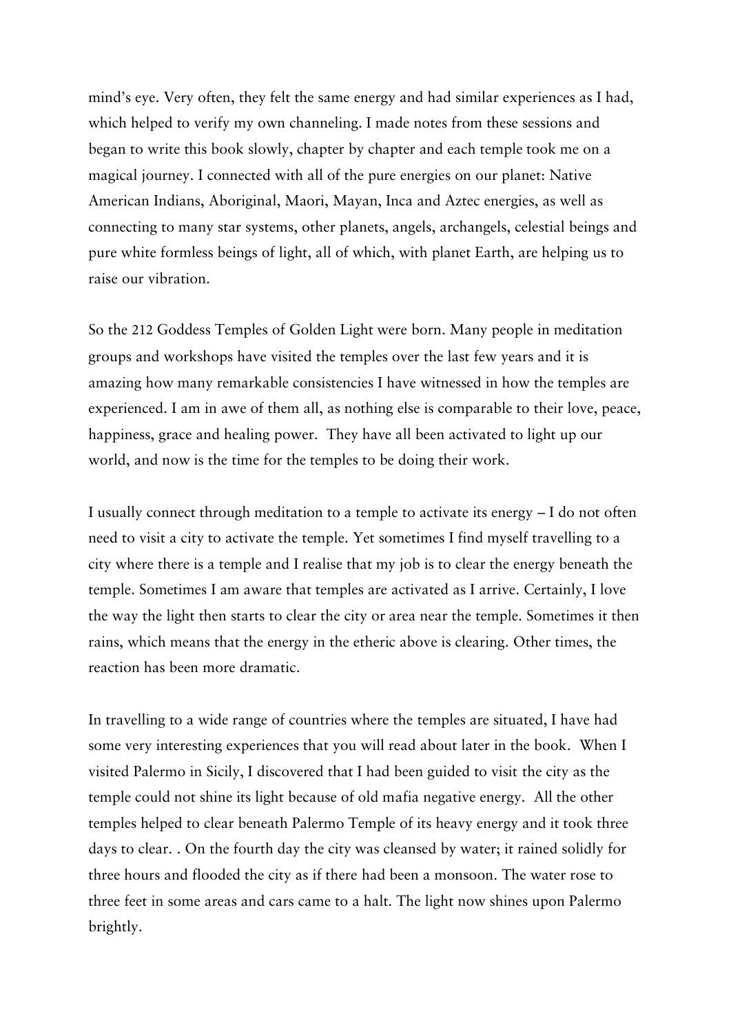mind's eye. Very often, they felt the same energy and had similar experiences as I had, which helped to verify my own channeling. I made notes from these sessions and began to write this book slowly, chapter by chapter and each temple took me on a magical journey. I connected with all of the pure energies on our planet: Native American Indians, Aboriginal, Maori, Mayan, Inca and Aztec energies, as well as connecting to many star systems, other planets, angels, archangels, celestial beings and pure white formless beings of light, all of which, with planet Earth, are helping us to raise our vibration.

So the 212 Goddess Temples of Golden Light were born. Many people in meditation groups and workshops have visited the temples over the last few years and it is amazing how many remarkable consistencies I have witnessed in how the temples are experienced. I am in awe of them all, as nothing else is comparable to their love, peace, happiness, grace and healing power. They have all been activated to light up our world, and now is the time for the temples to be doing their work.

I usually connect through meditation to a temple to activate its energy – I do not often need to visit a city to activate the temple. Yet sometimes I find myself travelling to a city where there is a temple and I realise that my job is to clear the energy beneath the temple. Sometimes I am aware that temples are activated as I arrive. Certainly, I love the way the light then starts to clear the city or area near the temple. Sometimes it then rains, which means that the energy in the etheric above is clearing. Other times, the reaction has been more dramatic.

In travelling to a wide range of countries where the temples are situated, I have had some very interesting experiences that you will read about later in the book. When I visited Palermo in Sicily, I discovered that I had been guided to visit the city as the temple could not shine its light because of old mafia negative energy. All the other temples helped to clear beneath Palermo Temple of its heavy energy and it took three days to clear. . On the fourth day the city was cleansed by water; it rained solidly for three hours and flooded the city as if there had been a monsoon. The water rose to three feet in some areas and cars came to a halt. The light now shines upon Palermo brightly.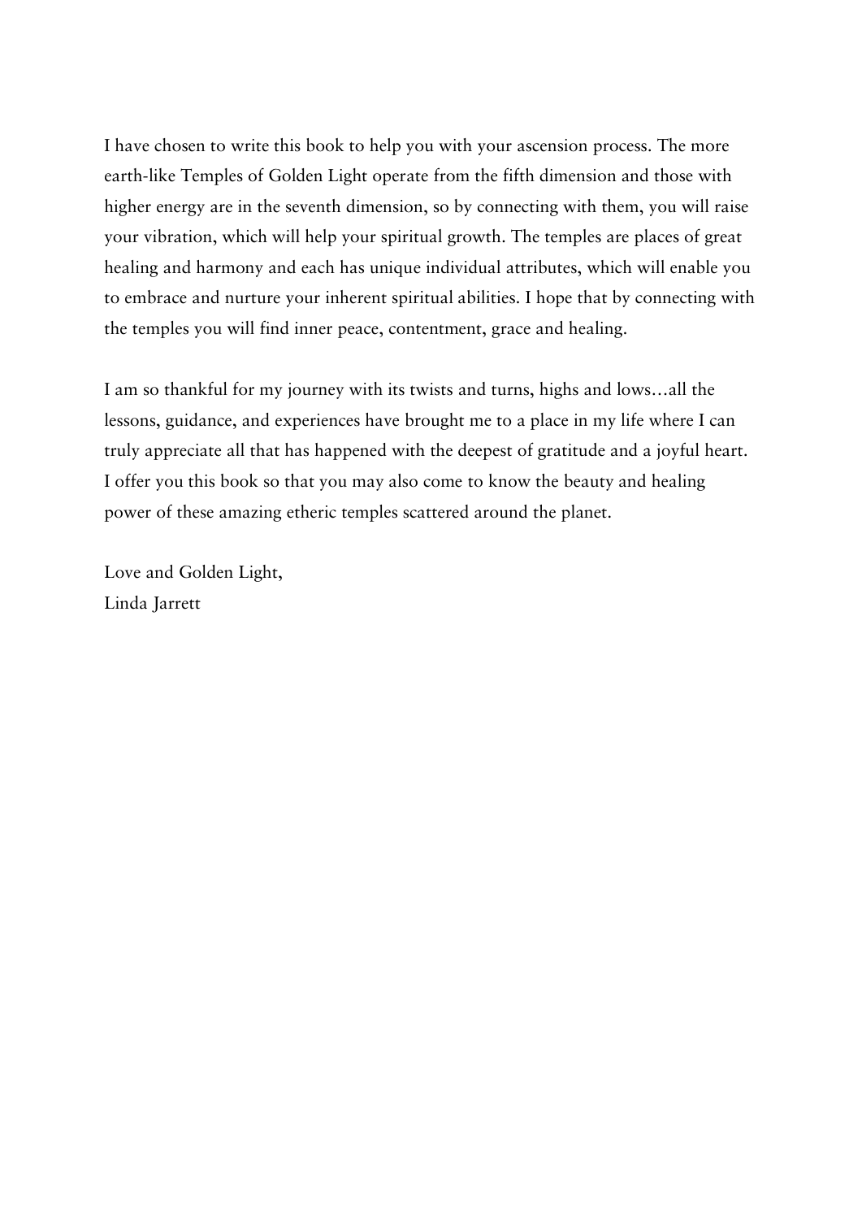I have chosen to write this book to help you with your ascension process. The more earth-like Temples of Golden Light operate from the fifth dimension and those with higher energy are in the seventh dimension, so by connecting with them, you will raise your vibration, which will help your spiritual growth. The temples are places of great healing and harmony and each has unique individual attributes, which will enable you to embrace and nurture your inherent spiritual abilities. I hope that by connecting with the temples you will find inner peace, contentment, grace and healing.

I am so thankful for my journey with its twists and turns, highs and lows…all the lessons, guidance, and experiences have brought me to a place in my life where I can truly appreciate all that has happened with the deepest of gratitude and a joyful heart. I offer you this book so that you may also come to know the beauty and healing power of these amazing etheric temples scattered around the planet.

Love and Golden Light,
Linda Jarrett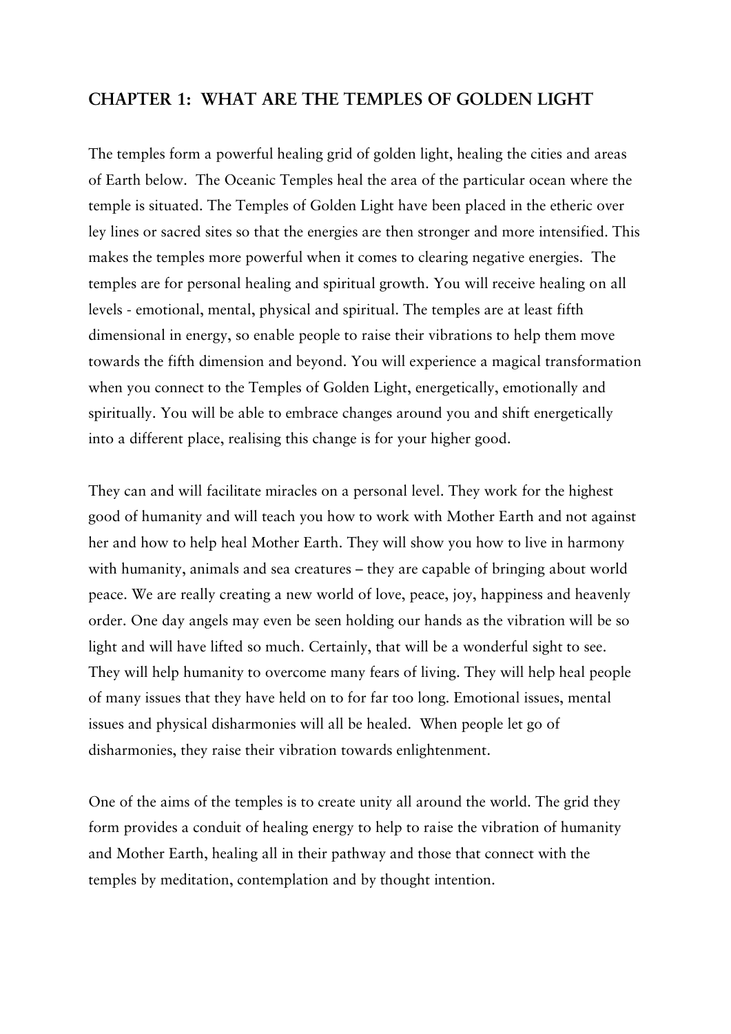## CHAPTER 1: WHAT ARE THE TEMPLES OF GOLDEN LIGHT

The temples form a powerful healing grid of golden light, healing the cities and areas of Earth below. The Oceanic Temples heal the area of the particular ocean where the temple is situated. The Temples of Golden Light have been placed in the etheric over ley lines or sacred sites so that the energies are then stronger and more intensified. This makes the temples more powerful when it comes to clearing negative energies. The temples are for personal healing and spiritual growth. You will receive healing on all levels - emotional, mental, physical and spiritual. The temples are at least fifth dimensional in energy, so enable people to raise their vibrations to help them move towards the fifth dimension and beyond. You will experience a magical transformation when you connect to the Temples of Golden Light, energetically, emotionally and spiritually. You will be able to embrace changes around you and shift energetically into a different place, realising this change is for your higher good.

They can and will facilitate miracles on a personal level. They work for the highest good of humanity and will teach you how to work with Mother Earth and not against her and how to help heal Mother Earth. They will show you how to live in harmony with humanity, animals and sea creatures – they are capable of bringing about world peace. We are really creating a new world of love, peace, joy, happiness and heavenly order. One day angels may even be seen holding our hands as the vibration will be so light and will have lifted so much. Certainly, that will be a wonderful sight to see. They will help humanity to overcome many fears of living. They will help heal people of many issues that they have held on to for far too long. Emotional issues, mental issues and physical disharmonies will all be healed. When people let go of disharmonies, they raise their vibration towards enlightenment.

One of the aims of the temples is to create unity all around the world. The grid they form provides a conduit of healing energy to help to raise the vibration of humanity and Mother Earth, healing all in their pathway and those that connect with the temples by meditation, contemplation and by thought intention.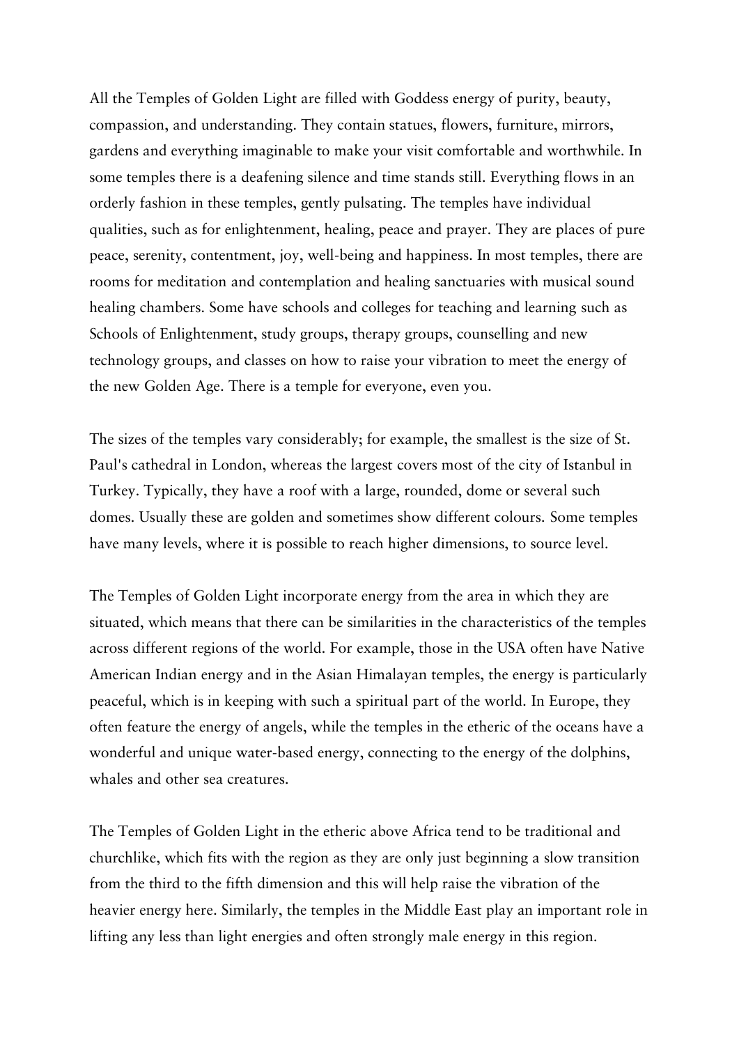All the Temples of Golden Light are filled with Goddess energy of purity, beauty, compassion, and understanding. They contain statues, flowers, furniture, mirrors, gardens and everything imaginable to make your visit comfortable and worthwhile. In some temples there is a deafening silence and time stands still. Everything flows in an orderly fashion in these temples, gently pulsating. The temples have individual qualities, such as for enlightenment, healing, peace and prayer. They are places of pure peace, serenity, contentment, joy, well-being and happiness. In most temples, there are rooms for meditation and contemplation and healing sanctuaries with musical sound healing chambers. Some have schools and colleges for teaching and learning such as Schools of Enlightenment, study groups, therapy groups, counselling and new technology groups, and classes on how to raise your vibration to meet the energy of the new Golden Age. There is a temple for everyone, even you.

The sizes of the temples vary considerably; for example, the smallest is the size of St. Paul's cathedral in London, whereas the largest covers most of the city of Istanbul in Turkey. Typically, they have a roof with a large, rounded, dome or several such domes. Usually these are golden and sometimes show different colours. Some temples have many levels, where it is possible to reach higher dimensions, to source level.

The Temples of Golden Light incorporate energy from the area in which they are situated, which means that there can be similarities in the characteristics of the temples across different regions of the world. For example, those in the USA often have Native American Indian energy and in the Asian Himalayan temples, the energy is particularly peaceful, which is in keeping with such a spiritual part of the world. In Europe, they often feature the energy of angels, while the temples in the etheric of the oceans have a wonderful and unique water-based energy, connecting to the energy of the dolphins, whales and other sea creatures.

The Temples of Golden Light in the etheric above Africa tend to be traditional and churchlike, which fits with the region as they are only just beginning a slow transition from the third to the fifth dimension and this will help raise the vibration of the heavier energy here. Similarly, the temples in the Middle East play an important role in lifting any less than light energies and often strongly male energy in this region.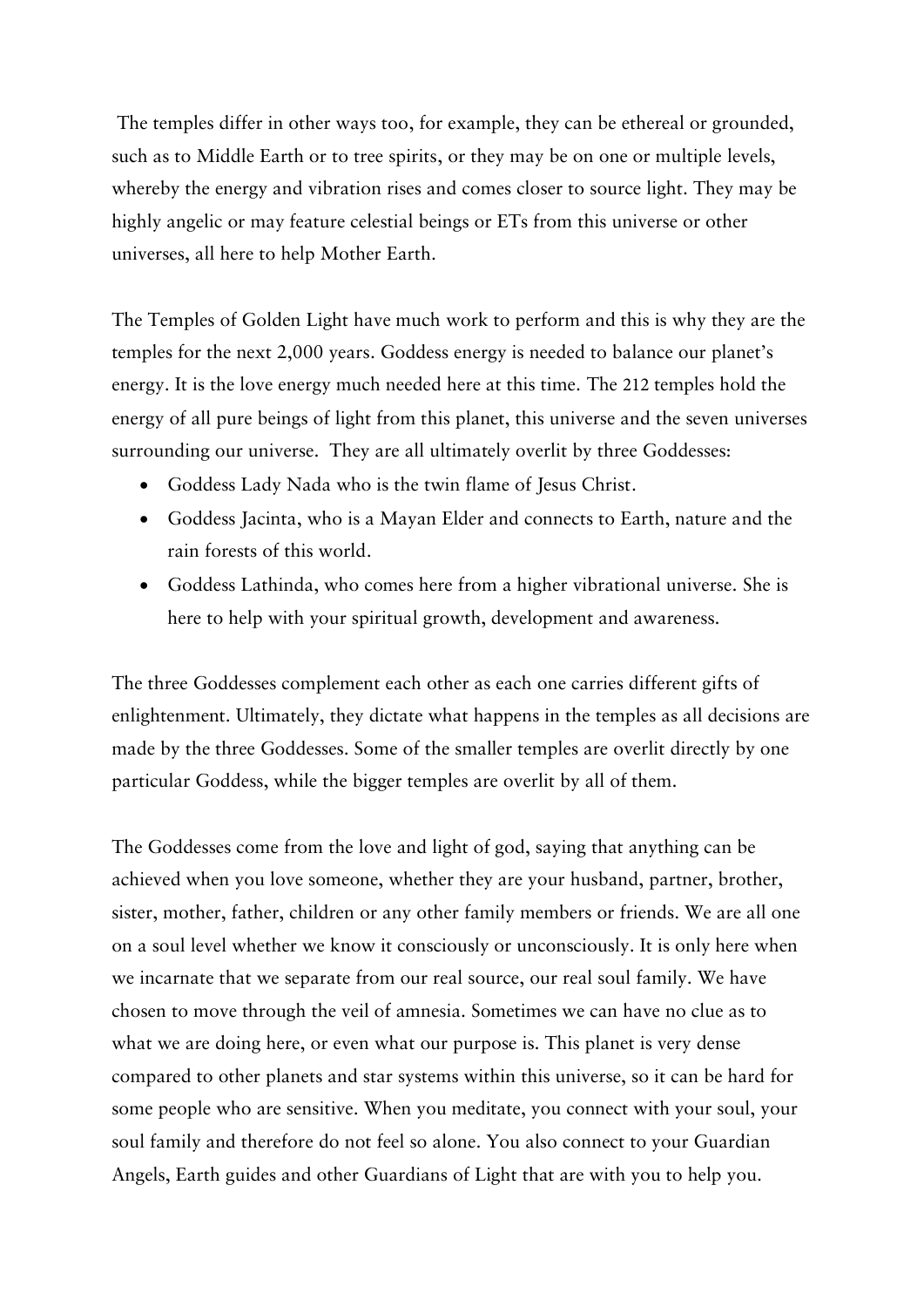The temples differ in other ways too, for example, they can be ethereal or grounded, such as to Middle Earth or to tree spirits, or they may be on one or multiple levels, whereby the energy and vibration rises and comes closer to source light. They may be highly angelic or may feature celestial beings or ETs from this universe or other universes, all here to help Mother Earth.

The Temples of Golden Light have much work to perform and this is why they are the temples for the next 2,000 years. Goddess energy is needed to balance our planet's energy. It is the love energy much needed here at this time. The 212 temples hold the energy of all pure beings of light from this planet, this universe and the seven universes surrounding our universe. They are all ultimately overlit by three Goddesses:

- Goddess Lady Nada who is the twin flame of Jesus Christ.
- Goddess Jacinta, who is a Mayan Elder and connects to Earth, nature and the rain forests of this world.
- Goddess Lathinda, who comes here from a higher vibrational universe. She is here to help with your spiritual growth, development and awareness.

The three Goddesses complement each other as each one carries different gifts of enlightenment. Ultimately, they dictate what happens in the temples as all decisions are made by the three Goddesses. Some of the smaller temples are overlit directly by one particular Goddess, while the bigger temples are overlit by all of them.

The Goddesses come from the love and light of god, saying that anything can be achieved when you love someone, whether they are your husband, partner, brother, sister, mother, father, children or any other family members or friends. We are all one on a soul level whether we know it consciously or unconsciously. It is only here when we incarnate that we separate from our real source, our real soul family. We have chosen to move through the veil of amnesia. Sometimes we can have no clue as to what we are doing here, or even what our purpose is. This planet is very dense compared to other planets and star systems within this universe, so it can be hard for some people who are sensitive. When you meditate, you connect with your soul, your soul family and therefore do not feel so alone. You also connect to your Guardian Angels, Earth guides and other Guardians of Light that are with you to help you.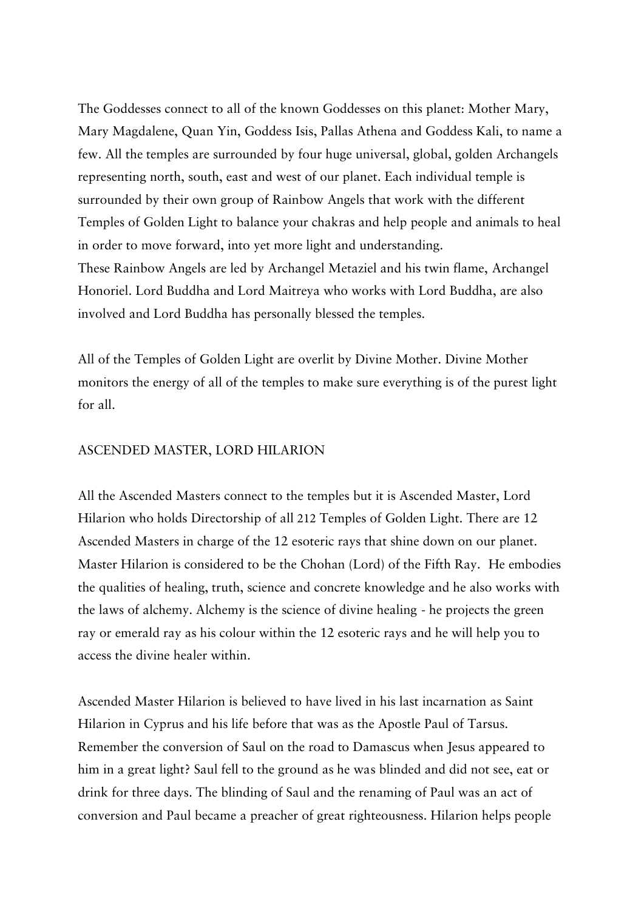The Goddesses connect to all of the known Goddesses on this planet: Mother Mary, Mary Magdalene, Quan Yin, Goddess Isis, Pallas Athena and Goddess Kali, to name a few. All the temples are surrounded by four huge universal, global, golden Archangels representing north, south, east and west of our planet. Each individual temple is surrounded by their own group of Rainbow Angels that work with the different Temples of Golden Light to balance your chakras and help people and animals to heal in order to move forward, into yet more light and understanding.
These Rainbow Angels are led by Archangel Metaziel and his twin flame, Archangel Honoriel. Lord Buddha and Lord Maitreya who works with Lord Buddha, are also involved and Lord Buddha has personally blessed the temples.

All of the Temples of Golden Light are overlit by Divine Mother. Divine Mother monitors the energy of all of the temples to make sure everything is of the purest light for all.

## ASCENDED MASTER, LORD HILARION

All the Ascended Masters connect to the temples but it is Ascended Master, Lord Hilarion who holds Directorship of all 212 Temples of Golden Light. There are 12 Ascended Masters in charge of the 12 esoteric rays that shine down on our planet. Master Hilarion is considered to be the Chohan (Lord) of the Fifth Ray. He embodies the qualities of healing, truth, science and concrete knowledge and he also works with the laws of alchemy. Alchemy is the science of divine healing - he projects the green ray or emerald ray as his colour within the 12 esoteric rays and he will help you to access the divine healer within.

Ascended Master Hilarion is believed to have lived in his last incarnation as Saint Hilarion in Cyprus and his life before that was as the Apostle Paul of Tarsus. Remember the conversion of Saul on the road to Damascus when Jesus appeared to him in a great light? Saul fell to the ground as he was blinded and did not see, eat or drink for three days. The blinding of Saul and the renaming of Paul was an act of conversion and Paul became a preacher of great righteousness. Hilarion helps people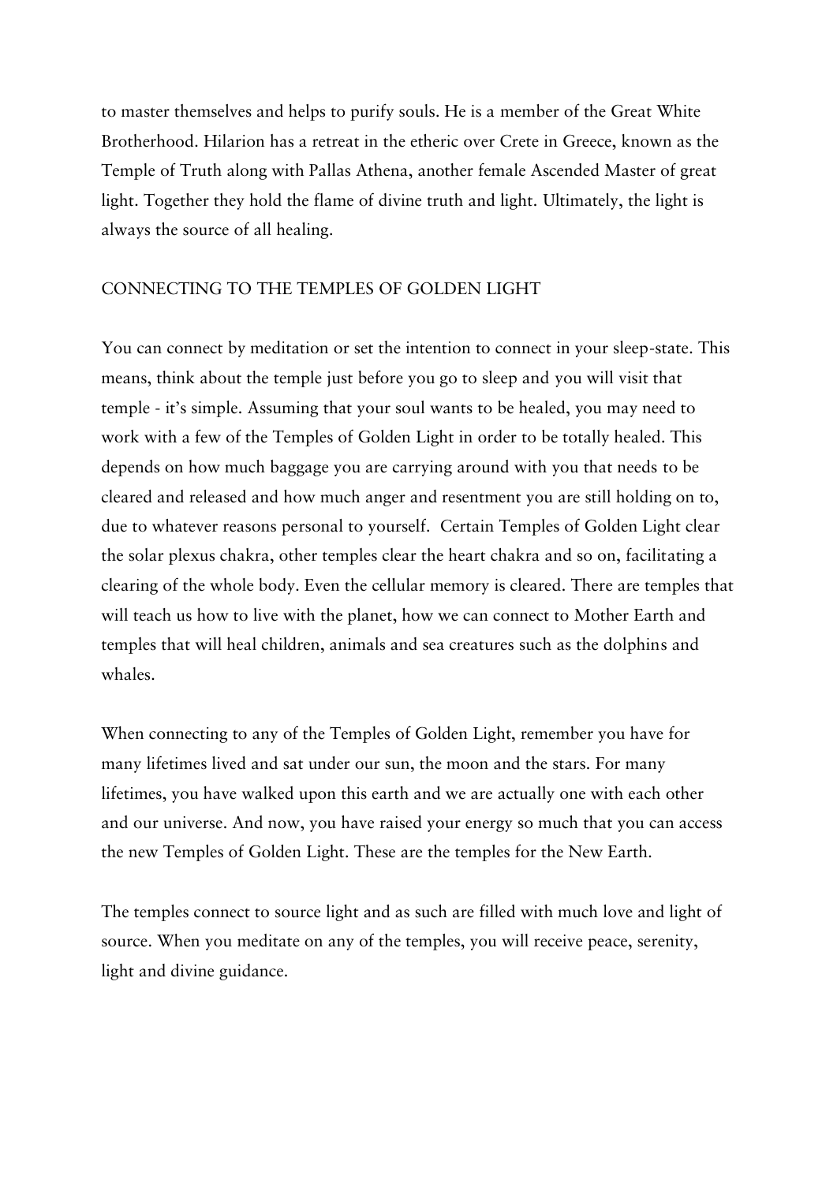to master themselves and helps to purify souls. He is a member of the Great White Brotherhood. Hilarion has a retreat in the etheric over Crete in Greece, known as the Temple of Truth along with Pallas Athena, another female Ascended Master of great light. Together they hold the flame of divine truth and light. Ultimately, the light is always the source of all healing.

## CONNECTING TO THE TEMPLES OF GOLDEN LIGHT

You can connect by meditation or set the intention to connect in your sleep-state. This means, think about the temple just before you go to sleep and you will visit that temple - it's simple. Assuming that your soul wants to be healed, you may need to work with a few of the Temples of Golden Light in order to be totally healed. This depends on how much baggage you are carrying around with you that needs to be cleared and released and how much anger and resentment you are still holding on to, due to whatever reasons personal to yourself. Certain Temples of Golden Light clear the solar plexus chakra, other temples clear the heart chakra and so on, facilitating a clearing of the whole body. Even the cellular memory is cleared. There are temples that will teach us how to live with the planet, how we can connect to Mother Earth and temples that will heal children, animals and sea creatures such as the dolphins and whales.

When connecting to any of the Temples of Golden Light, remember you have for many lifetimes lived and sat under our sun, the moon and the stars. For many lifetimes, you have walked upon this earth and we are actually one with each other and our universe. And now, you have raised your energy so much that you can access the new Temples of Golden Light. These are the temples for the New Earth.

The temples connect to source light and as such are filled with much love and light of source. When you meditate on any of the temples, you will receive peace, serenity, light and divine guidance.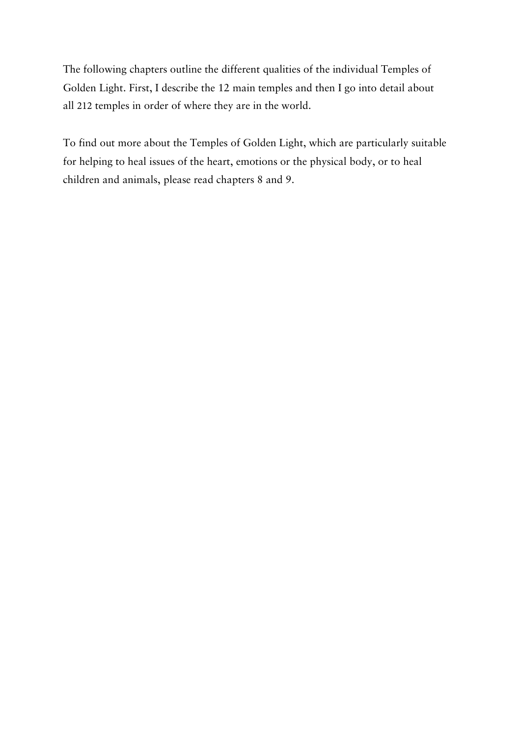The following chapters outline the different qualities of the individual Temples of Golden Light. First, I describe the 12 main temples and then I go into detail about all 212 temples in order of where they are in the world.

To find out more about the Temples of Golden Light, which are particularly suitable for helping to heal issues of the heart, emotions or the physical body, or to heal children and animals, please read chapters 8 and 9.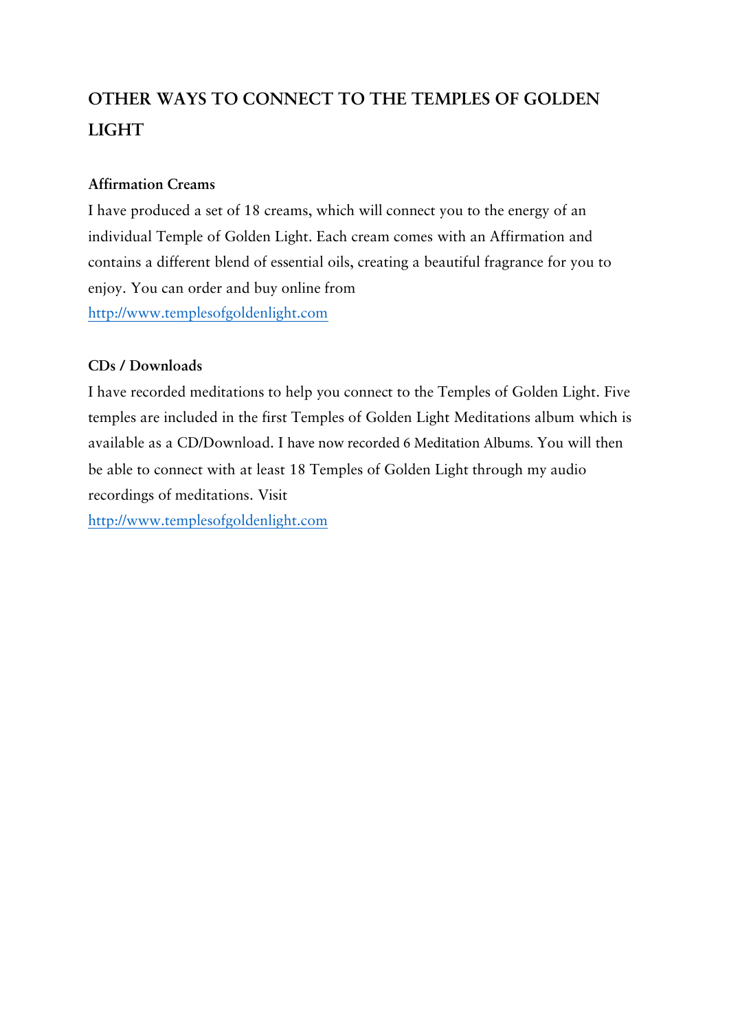## OTHER WAYS TO CONNECT TO THE TEMPLES OF GOLDEN LIGHT

**Affirmation Creams**

I have produced a set of 18 creams, which will connect you to the energy of an individual Temple of Golden Light. Each cream comes with an Affirmation and contains a different blend of essential oils, creating a beautiful fragrance for you to enjoy. You can order and buy online from
http://www.templesofgoldenlight.com

**CDs / Downloads**

I have recorded meditations to help you connect to the Temples of Golden Light. Five temples are included in the first Temples of Golden Light Meditations album which is available as a CD/Download. I have now recorded 6 Meditation Albums. You will then be able to connect with at least 18 Temples of Golden Light through my audio recordings of meditations. Visit
http://www.templesofgoldenlight.com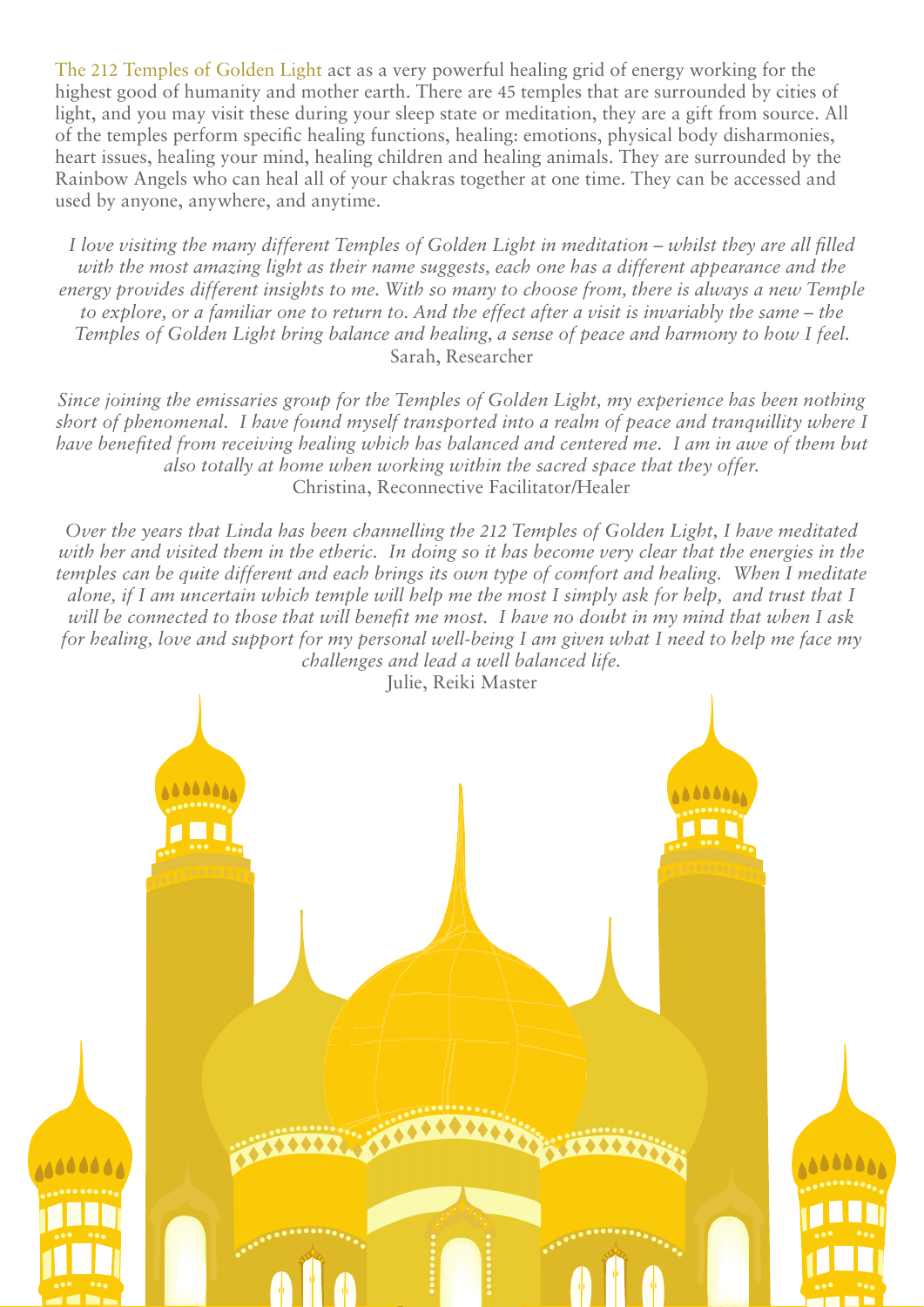The 212 Temples of Golden Light act as a very powerful healing grid of energy working for the highest good of humanity and mother earth. There are 45 temples that are surrounded by cities of light, and you may visit these during your sleep state or meditation, they are a gift from source. All of the temples perform specific healing functions, healing: emotions, physical body disharmonies, heart issues, healing your mind, healing children and healing animals. They are surrounded by the Rainbow Angels who can heal all of your chakras together at one time. They can be accessed and used by anyone, anywhere, and anytime.

*I love visiting the many different Temples of Golden Light in meditation – whilst they are all filled with the most amazing light as their name suggests, each one has a different appearance and the energy provides different insights to me. With so many to choose from, there is always a new Temple to explore, or a familiar one to return to. And the effect after a visit is invariably the same – the Temples of Golden Light bring balance and healing, a sense of peace and harmony to how I feel.*
Sarah, Researcher

*Since joining the emissaries group for the Temples of Golden Light, my experience has been nothing short of phenomenal. I have found myself transported into a realm of peace and tranquillity where I have benefited from receiving healing which has balanced and centered me. I am in awe of them but also totally at home when working within the sacred space that they offer.*
Christina, Reconnective Facilitator/Healer

*Over the years that Linda has been channelling the 212 Temples of Golden Light, I have meditated with her and visited them in the etheric. In doing so it has become very clear that the energies in the temples can be quite different and each brings its own type of comfort and healing. When I meditate alone, if I am uncertain which temple will help me the most I simply ask for help, and trust that I will be connected to those that will benefit me most. I have no doubt in my mind that when I ask for healing, love and support for my personal well-being I am given what I need to help me face my challenges and lead a well balanced life.*
Julie, Reiki Master